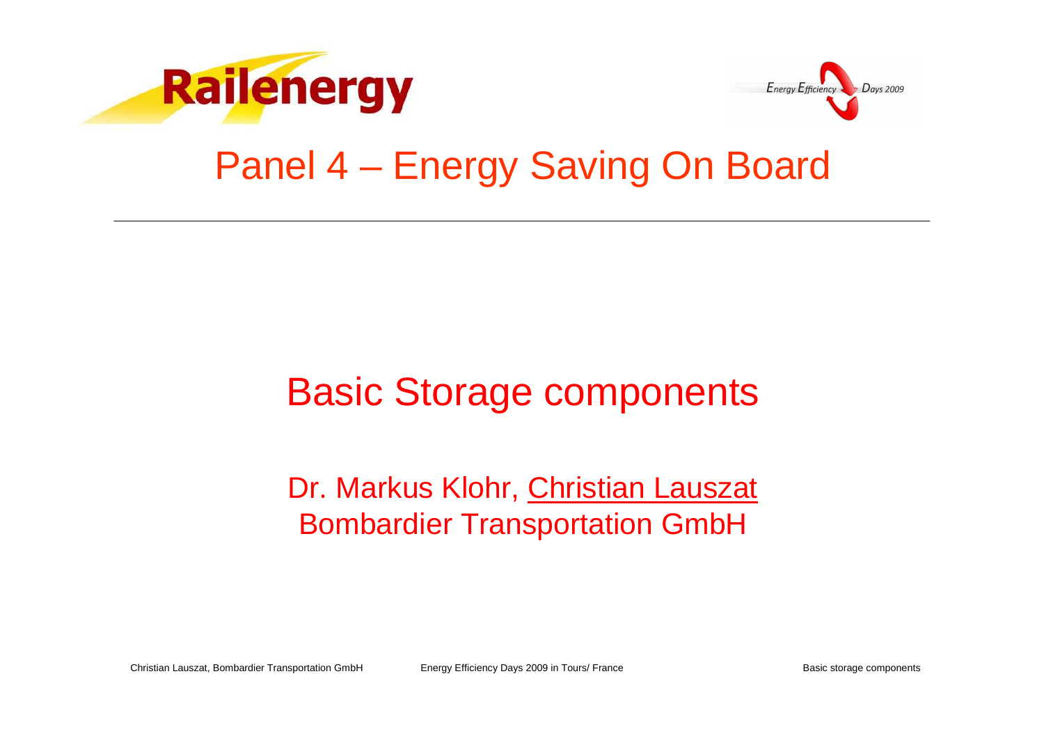Railenergy

Energy Efficiency Days 2009

# Panel 4 – Energy Saving On Board

---

## Basic Storage components

Dr. Markus Klohr, Christian Lauszat
Bombardier Transportation GmbH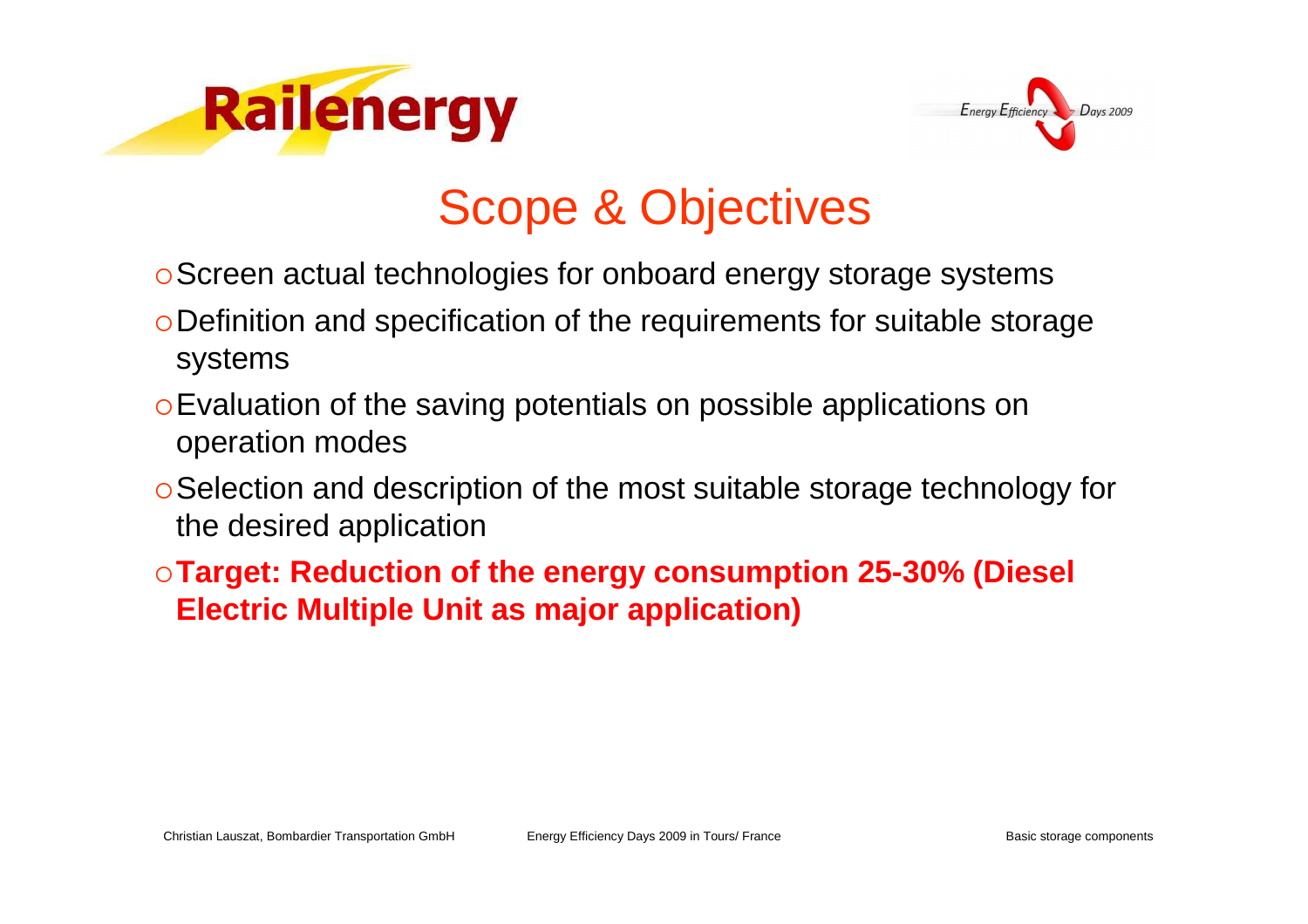# Scope & Objectives

- Screen actual technologies for onboard energy storage systems
- Definition and specification of the requirements for suitable storage systems
- Evaluation of the saving potentials on possible applications on operation modes
- Selection and description of the most suitable storage technology for the desired application
- **Target: Reduction of the energy consumption 25-30% (Diesel Electric Multiple Unit as major application)**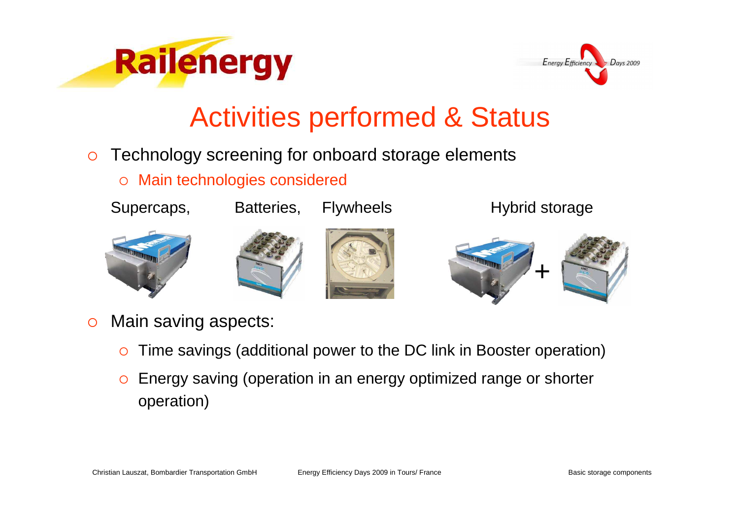# Activities performed & Status

- Technology screening for onboard storage elements
  - Main technologies considered

Supercaps, Batteries, Flywheels Hybrid storage

+

- Main saving aspects:
  - Time savings (additional power to the DC link in Booster operation)
  - Energy saving (operation in an energy optimized range or shorter operation)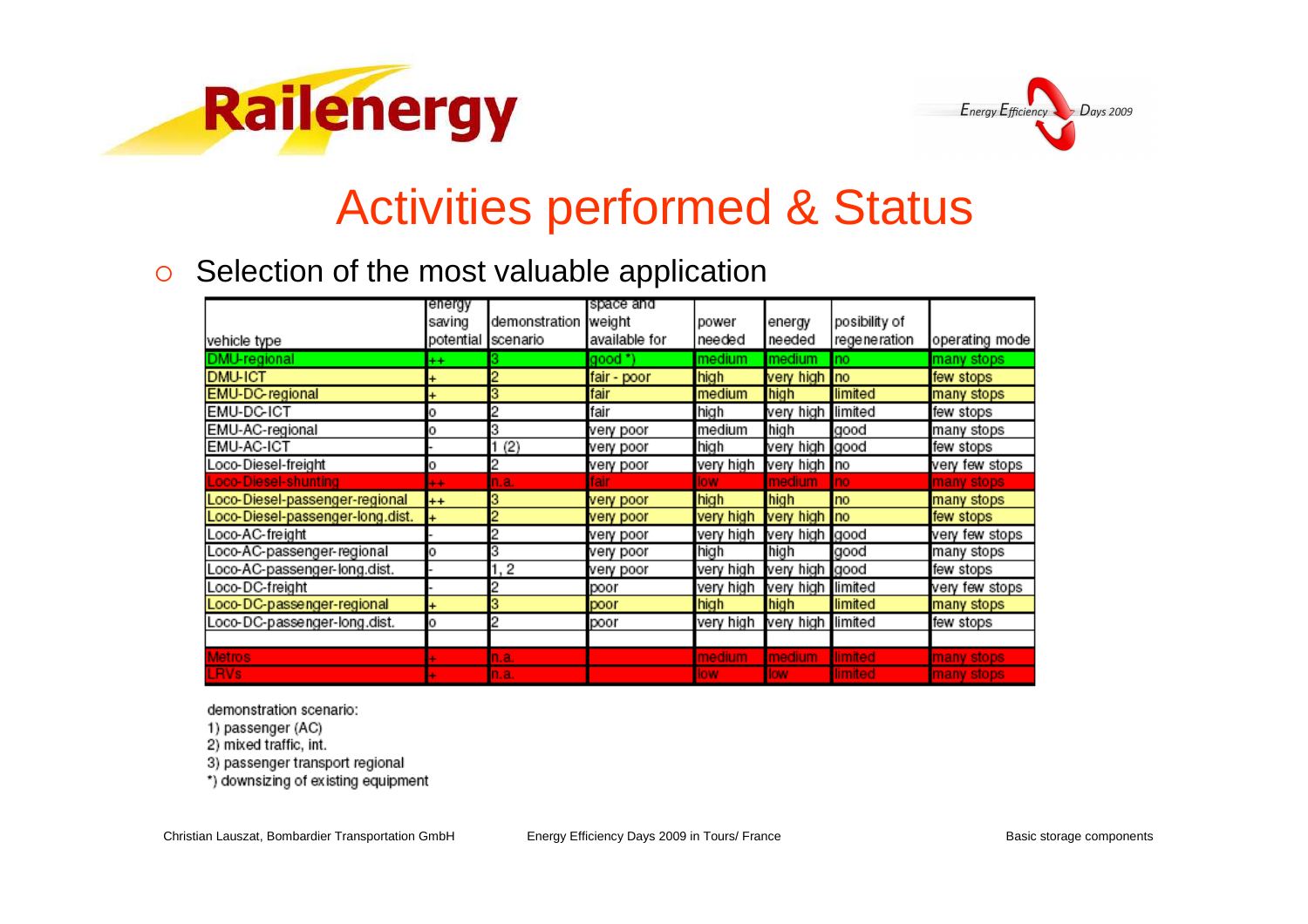# Activities performed & Status

- Selection of the most valuable application

| vehicle type | energy saving potential | demonstration scenario | space and weight available for | power needed | energy needed | posibility of regeneration | operating mode |
|---|---|---|---|---|---|---|---|
| DMU-regional | ++ | 3 | good *) | medium | medium | no | many stops |
| DMU-ICT | + | 2 | fair - poor | high | very high | no | few stops |
| EMU-DC-regional | + | 3 | fair | medium | high | limited | many stops |
| EMU-DC-ICT | o | 2 | fair | high | very high | limited | few stops |
| EMU-AC-regional | o | 3 | very poor | medium | high | good | many stops |
| EMU-AC-ICT | - | 1 (2) | very poor | high | very high | good | few stops |
| Loco-Diesel-freight | o | 2 | very poor | very high | very high | no | very few stops |
| Loco-Diesel-shunting | ++ | n.a. | fair | low | medium | no | many stops |
| Loco-Diesel-passenger-regional | ++ | 3 | very poor | high | high | no | many stops |
| Loco-Diesel-passenger-long.dist. | + | 2 | very poor | very high | very high | no | few stops |
| Loco-AC-freight | - | 2 | very poor | very high | very high | good | very few stops |
| Loco-AC-passenger-regional | o | 3 | very poor | high | high | good | many stops |
| Loco-AC-passenger-long.dist. | - | 1, 2 | very poor | very high | very high | good | few stops |
| Loco-DC-freight | - | 2 | poor | very high | very high | limited | very few stops |
| Loco-DC-passenger-regional | + | 3 | poor | high | high | limited | many stops |
| Loco-DC-passenger-long.dist. | o | 2 | poor | very high | very high | limited | few stops |
| | | | | | | | |
| Metros | + | n.a. | | medium | medium | limited | many stops |
| LRVs | + | n.a. | | low | low | limited | many stops |

demonstration scenario:
1) passenger (AC)
2) mixed traffic, int.
3) passenger transport regional
*) downsizing of existing equipment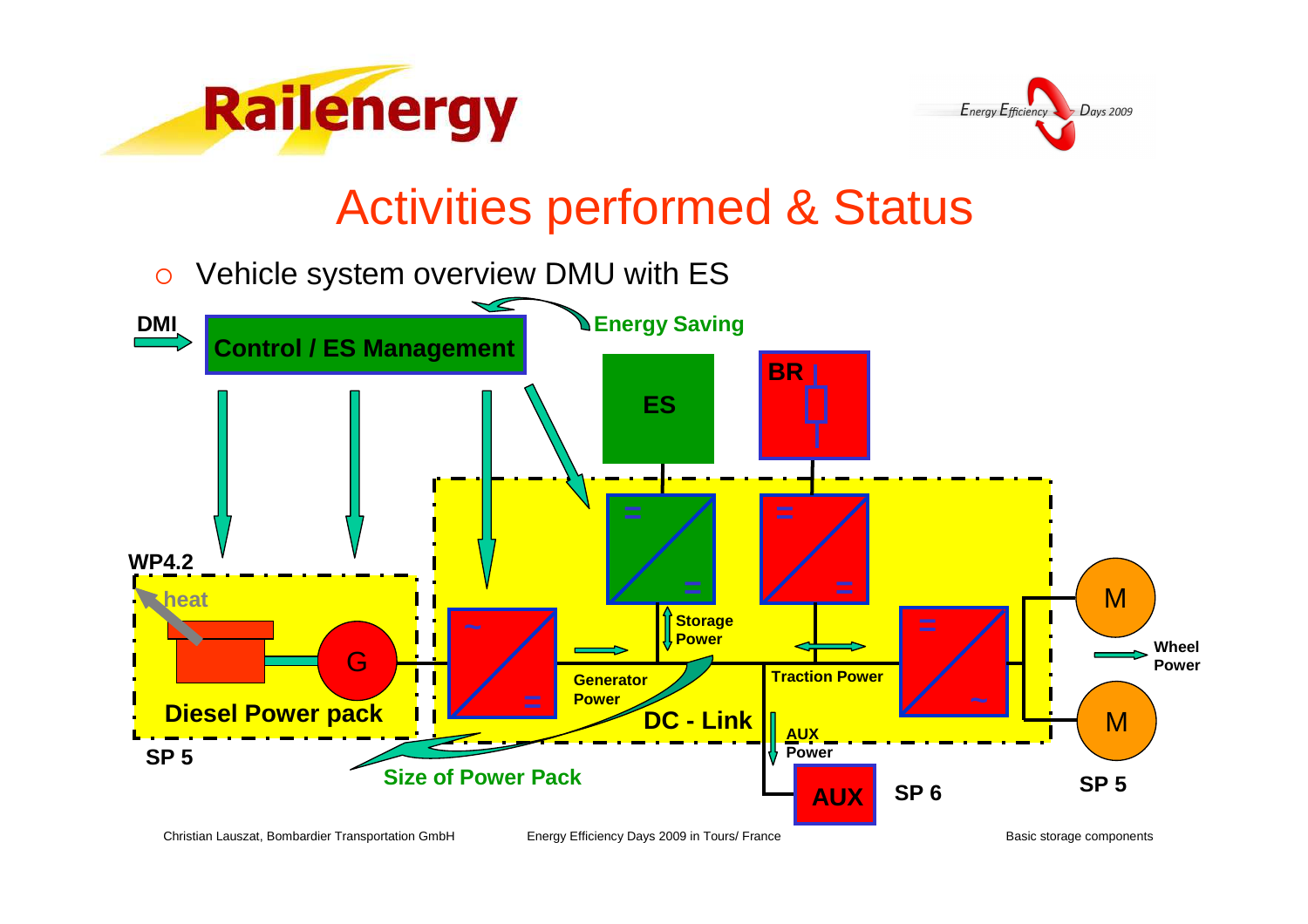# Activities performed & Status

- Vehicle system overview DMU with ES

DMI

Control / ES Management

Energy Saving

ES

BR

WP4.2

heat

G

Diesel Power pack

SP 5

Storage Power

Generator Power

Traction Power

DC - Link

AUX Power

AUX

SP 6

M

M

Wheel Power

SP 5

Size of Power Pack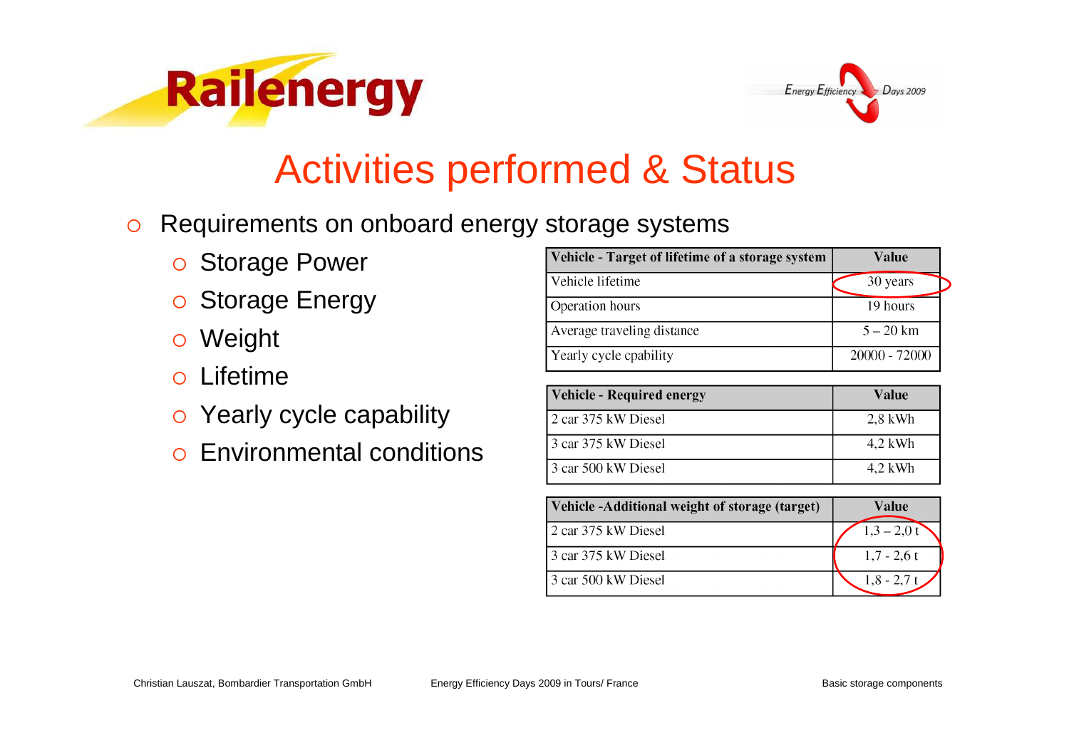# Activities performed & Status

- Requirements on onboard energy storage systems
  - Storage Power
  - Storage Energy
  - Weight
  - Lifetime
  - Yearly cycle capability
  - Environmental conditions

| Vehicle - Target of lifetime of a storage system | Value |
|---|---|
| Vehicle lifetime | 30 years |
| Operation hours | 19 hours |
| Average traveling distance | 5 – 20 km |
| Yearly cycle cpability | 20000 - 72000 |

| Vehicle - Required energy | Value |
|---|---|
| 2 car 375 kW Diesel | 2,8 kWh |
| 3 car 375 kW Diesel | 4,2 kWh |
| 3 car 500 kW Diesel | 4,2 kWh |

| Vehicle -Additional weight of storage (target) | Value |
|---|---|
| 2 car 375 kW Diesel | 1,3 – 2,0 t |
| 3 car 375 kW Diesel | 1,7 - 2,6 t |
| 3 car 500 kW Diesel | 1,8 - 2,7 t |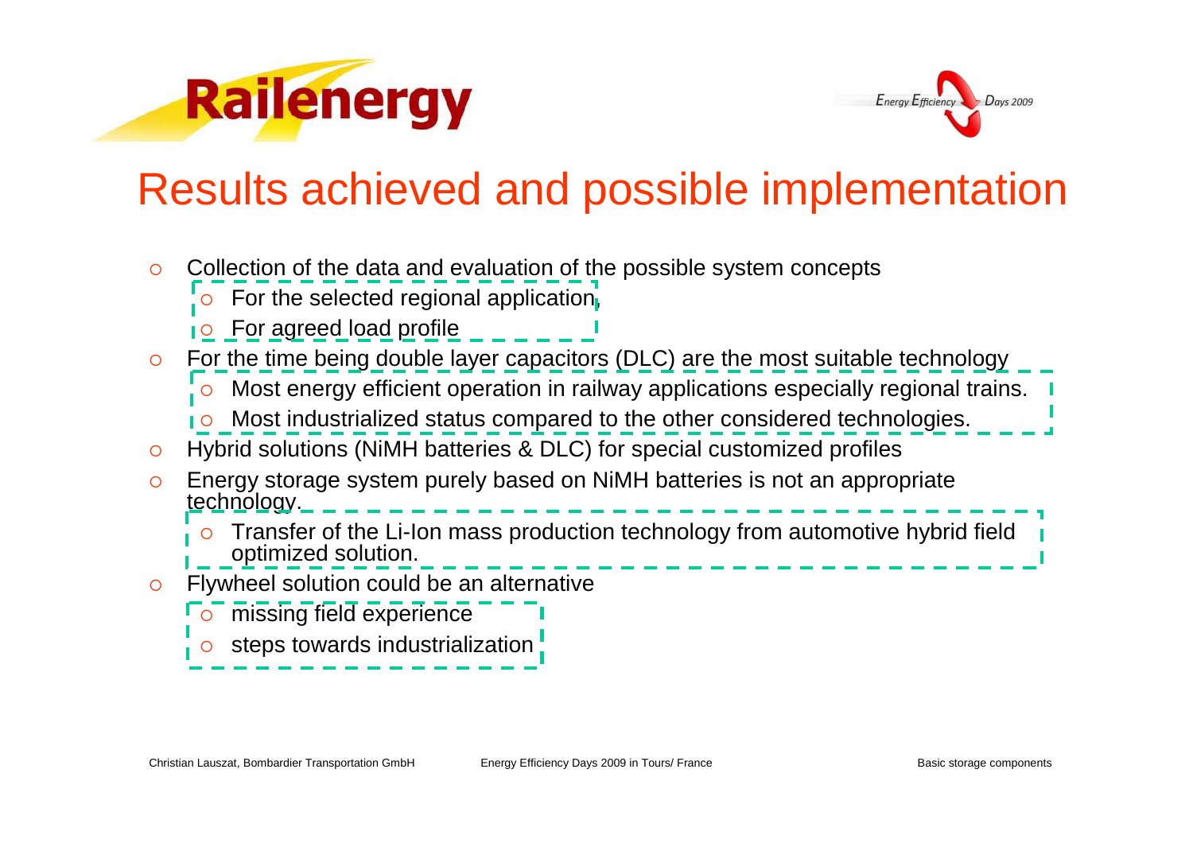# Results achieved and possible implementation

- Collection of the data and evaluation of the possible system concepts
  - For the selected regional application,
  - For agreed load profile
- For the time being double layer capacitors (DLC) are the most suitable technology
  - Most energy efficient operation in railway applications especially regional trains.
  - Most industrialized status compared to the other considered technologies.
- Hybrid solutions (NiMH batteries & DLC) for special customized profiles
- Energy storage system purely based on NiMH batteries is not an appropriate technology.
  - Transfer of the Li-Ion mass production technology from automotive hybrid field optimized solution.
- Flywheel solution could be an alternative
  - missing field experience
  - steps towards industrialization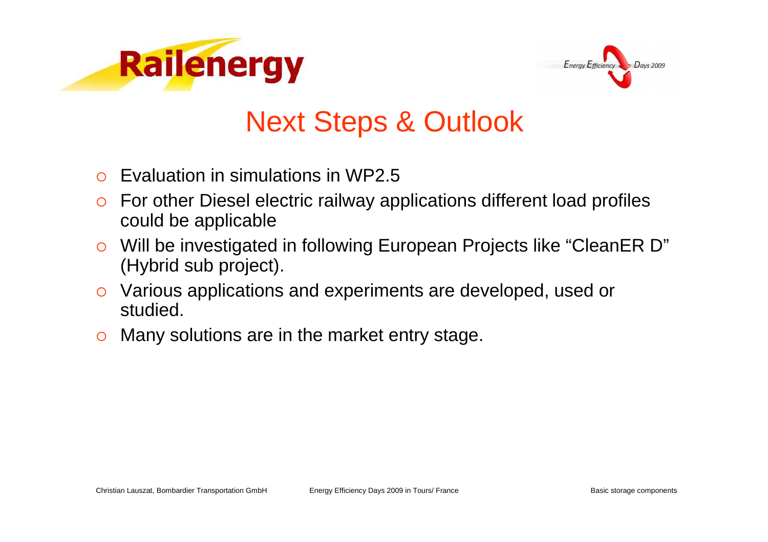# Next Steps & Outlook

- Evaluation in simulations in WP2.5
- For other Diesel electric railway applications different load profiles could be applicable
- Will be investigated in following European Projects like "CleanER D" (Hybrid sub project).
- Various applications and experiments are developed, used or studied.
- Many solutions are in the market entry stage.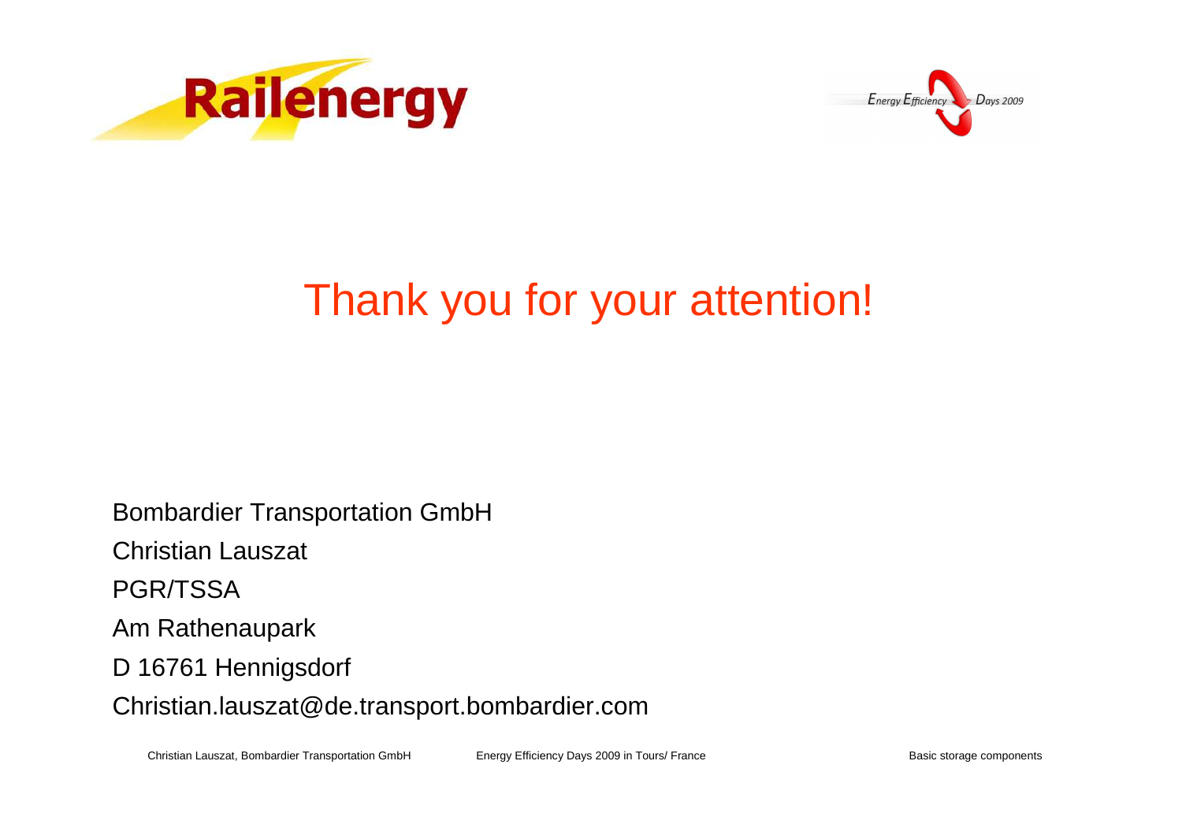# Thank you for your attention!

Bombardier Transportation GmbH

Christian Lauszat

PGR/TSSA

Am Rathenaupark

D 16761 Hennigsdorf

Christian.lauszat@de.transport.bombardier.com